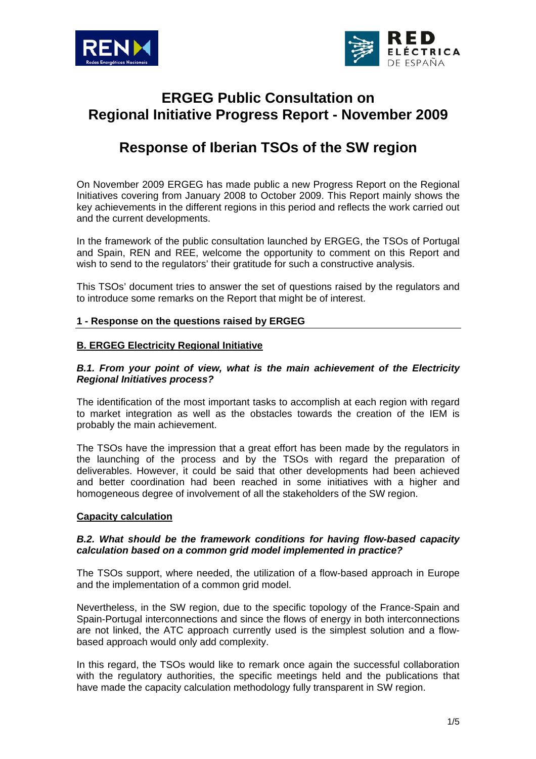# ERGEG Public Consultation on Regional Initiative Progress Report - November 2009

# Response of Iberian TSOs of the SW region

On November 2009 ERGEG has made public a new Progress Report on the Regional Initiatives covering from January 2008 to October 2009. This Report mainly shows the key achievements in the different regions in this period and reflects the work carried out and the current developments.

In the framework of the public consultation launched by ERGEG, the TSOs of Portugal and Spain, REN and REE, welcome the opportunity to comment on this Report and wish to send to the regulators' their gratitude for such a constructive analysis.

This TSOs' document tries to answer the set of questions raised by the regulators and to introduce some remarks on the Report that might be of interest.

## 1 - Response on the questions raised by ERGEG

### B. ERGEG Electricity Regional Initiative

***B.1. From your point of view, what is the main achievement of the Electricity Regional Initiatives process?***

The identification of the most important tasks to accomplish at each region with regard to market integration as well as the obstacles towards the creation of the IEM is probably the main achievement.

The TSOs have the impression that a great effort has been made by the regulators in the launching of the process and by the TSOs with regard the preparation of deliverables. However, it could be said that other developments had been achieved and better coordination had been reached in some initiatives with a higher and homogeneous degree of involvement of all the stakeholders of the SW region.

#### Capacity calculation

***B.2. What should be the framework conditions for having flow-based capacity calculation based on a common grid model implemented in practice?***

The TSOs support, where needed, the utilization of a flow-based approach in Europe and the implementation of a common grid model.

Nevertheless, in the SW region, due to the specific topology of the France-Spain and Spain-Portugal interconnections and since the flows of energy in both interconnections are not linked, the ATC approach currently used is the simplest solution and a flow-based approach would only add complexity.

In this regard, the TSOs would like to remark once again the successful collaboration with the regulatory authorities, the specific meetings held and the publications that have made the capacity calculation methodology fully transparent in SW region.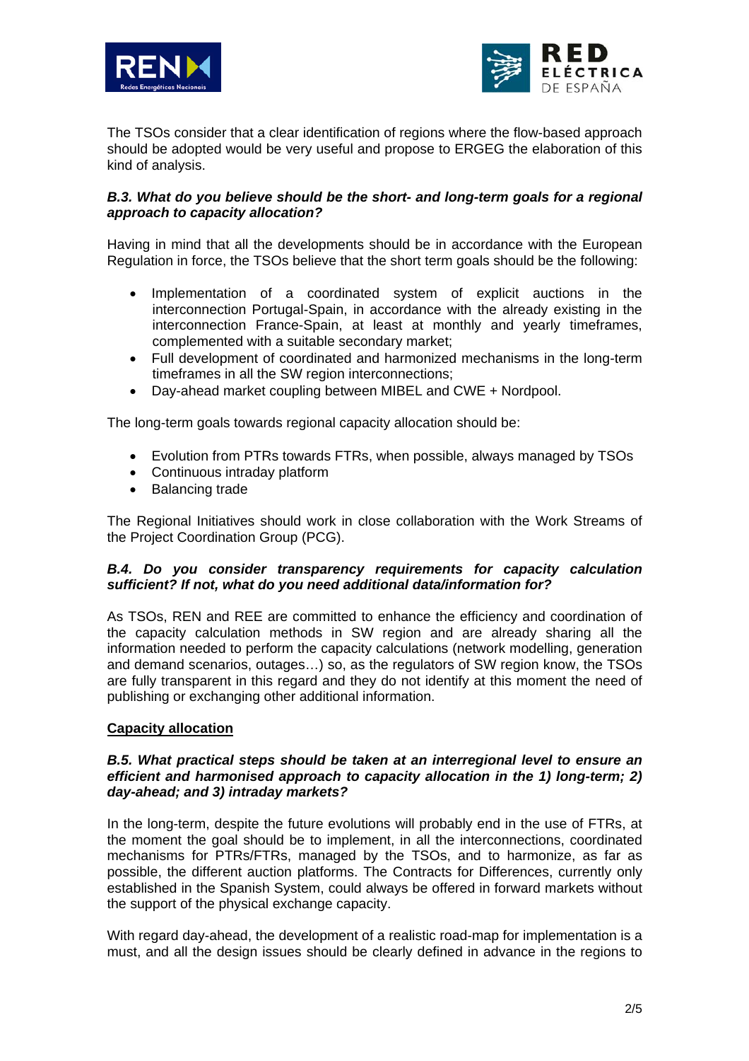The TSOs consider that a clear identification of regions where the flow-based approach should be adopted would be very useful and propose to ERGEG the elaboration of this kind of analysis.

***B.3. What do you believe should be the short- and long-term goals for a regional approach to capacity allocation?***

Having in mind that all the developments should be in accordance with the European Regulation in force, the TSOs believe that the short term goals should be the following:

- Implementation of a coordinated system of explicit auctions in the interconnection Portugal-Spain, in accordance with the already existing in the interconnection France-Spain, at least at monthly and yearly timeframes, complemented with a suitable secondary market;
- Full development of coordinated and harmonized mechanisms in the long-term timeframes in all the SW region interconnections;
- Day-ahead market coupling between MIBEL and CWE + Nordpool.

The long-term goals towards regional capacity allocation should be:

- Evolution from PTRs towards FTRs, when possible, always managed by TSOs
- Continuous intraday platform
- Balancing trade

The Regional Initiatives should work in close collaboration with the Work Streams of the Project Coordination Group (PCG).

***B.4. Do you consider transparency requirements for capacity calculation sufficient? If not, what do you need additional data/information for?***

As TSOs, REN and REE are committed to enhance the efficiency and coordination of the capacity calculation methods in SW region and are already sharing all the information needed to perform the capacity calculations (network modelling, generation and demand scenarios, outages…) so, as the regulators of SW region know, the TSOs are fully transparent in this regard and they do not identify at this moment the need of publishing or exchanging other additional information.

**Capacity allocation**

***B.5. What practical steps should be taken at an interregional level to ensure an efficient and harmonised approach to capacity allocation in the 1) long-term; 2) day-ahead; and 3) intraday markets?***

In the long-term, despite the future evolutions will probably end in the use of FTRs, at the moment the goal should be to implement, in all the interconnections, coordinated mechanisms for PTRs/FTRs, managed by the TSOs, and to harmonize, as far as possible, the different auction platforms. The Contracts for Differences, currently only established in the Spanish System, could always be offered in forward markets without the support of the physical exchange capacity.

With regard day-ahead, the development of a realistic road-map for implementation is a must, and all the design issues should be clearly defined in advance in the regions to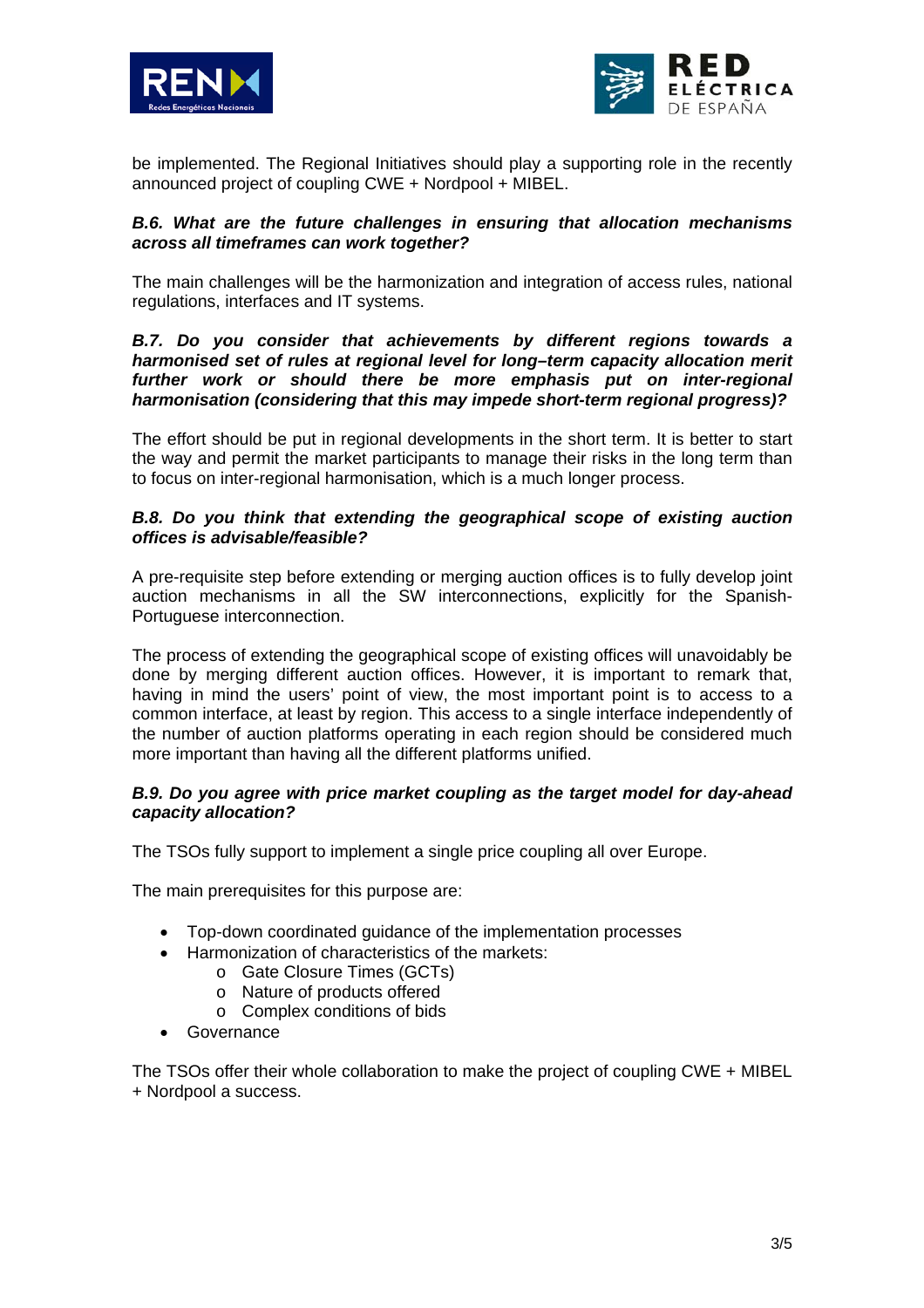be implemented. The Regional Initiatives should play a supporting role in the recently announced project of coupling CWE + Nordpool + MIBEL.

***B.6. What are the future challenges in ensuring that allocation mechanisms across all timeframes can work together?***

The main challenges will be the harmonization and integration of access rules, national regulations, interfaces and IT systems.

***B.7. Do you consider that achievements by different regions towards a harmonised set of rules at regional level for long–term capacity allocation merit further work or should there be more emphasis put on inter-regional harmonisation (considering that this may impede short-term regional progress)?***

The effort should be put in regional developments in the short term. It is better to start the way and permit the market participants to manage their risks in the long term than to focus on inter-regional harmonisation, which is a much longer process.

***B.8. Do you think that extending the geographical scope of existing auction offices is advisable/feasible?***

A pre-requisite step before extending or merging auction offices is to fully develop joint auction mechanisms in all the SW interconnections, explicitly for the Spanish-Portuguese interconnection.

The process of extending the geographical scope of existing offices will unavoidably be done by merging different auction offices. However, it is important to remark that, having in mind the users' point of view, the most important point is to access to a common interface, at least by region. This access to a single interface independently of the number of auction platforms operating in each region should be considered much more important than having all the different platforms unified.

***B.9. Do you agree with price market coupling as the target model for day-ahead capacity allocation?***

The TSOs fully support to implement a single price coupling all over Europe.

The main prerequisites for this purpose are:

- Top-down coordinated guidance of the implementation processes
- Harmonization of characteristics of the markets:
  - Gate Closure Times (GCTs)
  - Nature of products offered
  - Complex conditions of bids
- Governance

The TSOs offer their whole collaboration to make the project of coupling CWE + MIBEL + Nordpool a success.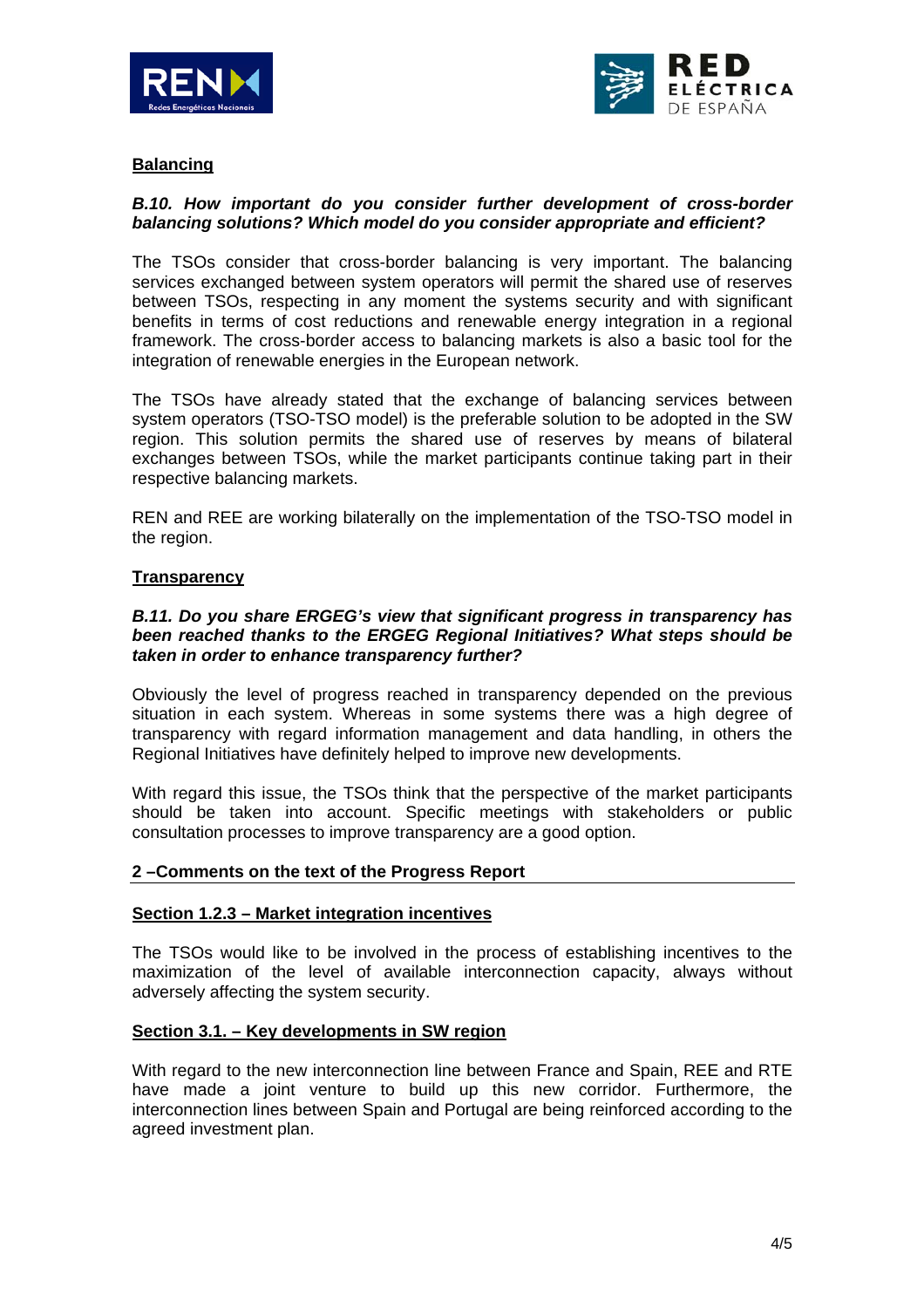**Balancing**

***B.10. How important do you consider further development of cross-border balancing solutions? Which model do you consider appropriate and efficient?***

The TSOs consider that cross-border balancing is very important. The balancing services exchanged between system operators will permit the shared use of reserves between TSOs, respecting in any moment the systems security and with significant benefits in terms of cost reductions and renewable energy integration in a regional framework. The cross-border access to balancing markets is also a basic tool for the integration of renewable energies in the European network.

The TSOs have already stated that the exchange of balancing services between system operators (TSO-TSO model) is the preferable solution to be adopted in the SW region. This solution permits the shared use of reserves by means of bilateral exchanges between TSOs, while the market participants continue taking part in their respective balancing markets.

REN and REE are working bilaterally on the implementation of the TSO-TSO model in the region.

**Transparency**

***B.11. Do you share ERGEG's view that significant progress in transparency has been reached thanks to the ERGEG Regional Initiatives? What steps should be taken in order to enhance transparency further?***

Obviously the level of progress reached in transparency depended on the previous situation in each system. Whereas in some systems there was a high degree of transparency with regard information management and data handling, in others the Regional Initiatives have definitely helped to improve new developments.

With regard this issue, the TSOs think that the perspective of the market participants should be taken into account. Specific meetings with stakeholders or public consultation processes to improve transparency are a good option.

## 2 –Comments on the text of the Progress Report

**Section 1.2.3 – Market integration incentives**

The TSOs would like to be involved in the process of establishing incentives to the maximization of the level of available interconnection capacity, always without adversely affecting the system security.

**Section 3.1. – Key developments in SW region**

With regard to the new interconnection line between France and Spain, REE and RTE have made a joint venture to build up this new corridor. Furthermore, the interconnection lines between Spain and Portugal are being reinforced according to the agreed investment plan.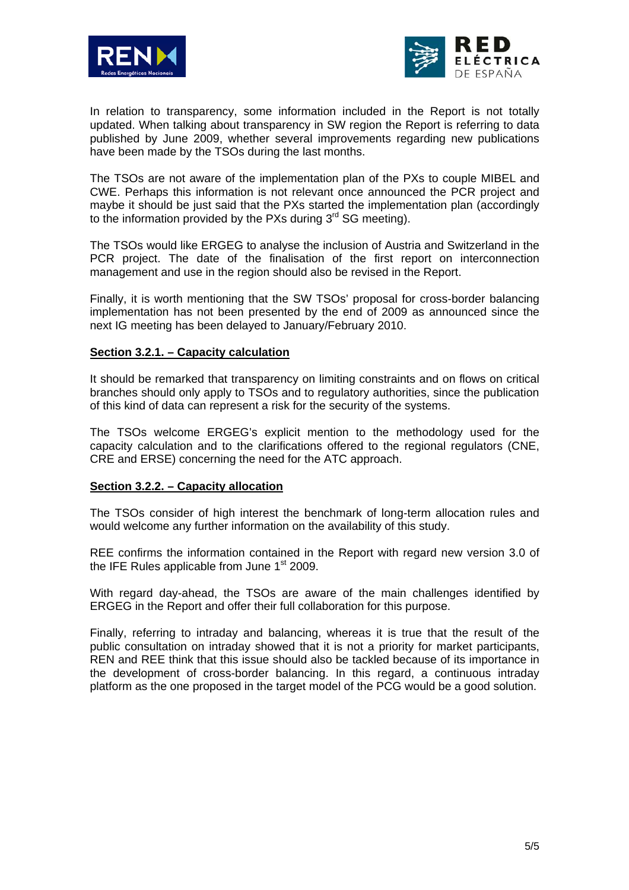In relation to transparency, some information included in the Report is not totally updated. When talking about transparency in SW region the Report is referring to data published by June 2009, whether several improvements regarding new publications have been made by the TSOs during the last months.

The TSOs are not aware of the implementation plan of the PXs to couple MIBEL and CWE. Perhaps this information is not relevant once announced the PCR project and maybe it should be just said that the PXs started the implementation plan (accordingly to the information provided by the PXs during 3rd SG meeting).

The TSOs would like ERGEG to analyse the inclusion of Austria and Switzerland in the PCR project. The date of the finalisation of the first report on interconnection management and use in the region should also be revised in the Report.

Finally, it is worth mentioning that the SW TSOs' proposal for cross-border balancing implementation has not been presented by the end of 2009 as announced since the next IG meeting has been delayed to January/February 2010.

**Section 3.2.1. – Capacity calculation**

It should be remarked that transparency on limiting constraints and on flows on critical branches should only apply to TSOs and to regulatory authorities, since the publication of this kind of data can represent a risk for the security of the systems.

The TSOs welcome ERGEG's explicit mention to the methodology used for the capacity calculation and to the clarifications offered to the regional regulators (CNE, CRE and ERSE) concerning the need for the ATC approach.

**Section 3.2.2. – Capacity allocation**

The TSOs consider of high interest the benchmark of long-term allocation rules and would welcome any further information on the availability of this study.

REE confirms the information contained in the Report with regard new version 3.0 of the IFE Rules applicable from June 1st 2009.

With regard day-ahead, the TSOs are aware of the main challenges identified by ERGEG in the Report and offer their full collaboration for this purpose.

Finally, referring to intraday and balancing, whereas it is true that the result of the public consultation on intraday showed that it is not a priority for market participants, REN and REE think that this issue should also be tackled because of its importance in the development of cross-border balancing. In this regard, a continuous intraday platform as the one proposed in the target model of the PCG would be a good solution.